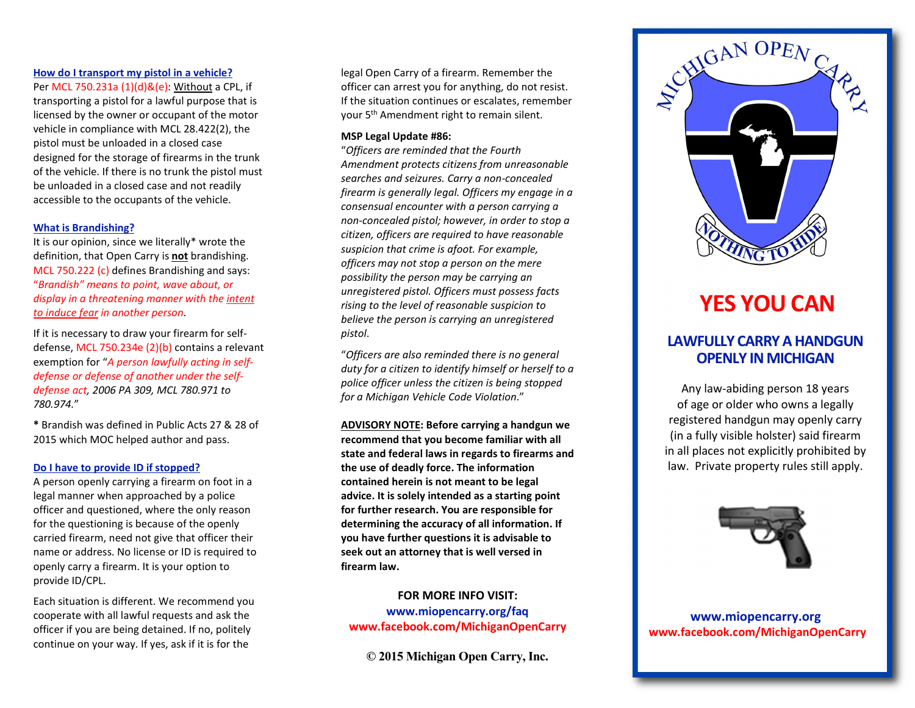## How do I transport my pistol in a vehicle?

Per MCL 750.231a (1)(d)&(e): Without a CPL, if transporting a pistol for a lawful purpose that is licensed by the owner or occupant of the motor vehicle in compliance with MCL 28.422(2), the pistol must be unloaded in a closed case designed for the storage of firearms in the trunk of the vehicle. If there is no trunk the pistol must be unloaded in a closed case and not readily accessible to the occupants of the vehicle.

## What is Brandishing?

It is our opinion, since we literally* wrote the definition, that Open Carry is **not** brandishing. MCL 750.222 (c) defines Brandishing and says: *"Brandish" means to point, wave about, or display in a threatening manner with the intent to induce fear in another person*.

If it is necessary to draw your firearm for self-defense, MCL 750.234e (2)(b) contains a relevant exemption for "*A person lawfully acting in self-defense or defense of another under the self-defense act, 2006 PA 309, MCL 780.971 to 780.974.*"

**\*** Brandish was defined in Public Acts 27 & 28 of 2015 which MOC helped author and pass.

## Do I have to provide ID if stopped?

A person openly carrying a firearm on foot in a legal manner when approached by a police officer and questioned, where the only reason for the questioning is because of the openly carried firearm, need not give that officer their name or address. No license or ID is required to openly carry a firearm. It is your option to provide ID/CPL.

Each situation is different. We recommend you cooperate with all lawful requests and ask the officer if you are being detained. If no, politely continue on your way. If yes, ask if it is for the legal Open Carry of a firearm. Remember the officer can arrest you for anything, do not resist. If the situation continues or escalates, remember your 5th Amendment right to remain silent.

**MSP Legal Update #86:**

"*Officers are reminded that the Fourth Amendment protects citizens from unreasonable searches and seizures. Carry a non-concealed firearm is generally legal. Officers my engage in a consensual encounter with a person carrying a non-concealed pistol; however, in order to stop a citizen, officers are required to have reasonable suspicion that crime is afoot. For example, officers may not stop a person on the mere possibility that the person may be carrying an unregistered pistol. Officers must possess facts rising to the level of reasonable suspicion to believe the person is carrying an unregistered pistol.*

"*Officers are also reminded there is no general duty for a citizen to identify himself or herself to a police officer unless the citizen is being stopped for a Michigan Vehicle Code Violation.*"

**ADVISORY NOTE: Before carrying a handgun we recommend that you become familiar with all state and federal laws in regards to firearms and the use of deadly force. The information contained herein is not meant to be legal advice. It is solely intended as a starting point for further research. You are responsible for determining the accuracy of all information. If you have further questions it is advisable to seek out an attorney that is well versed in firearm law.**

**FOR MORE INFO VISIT:**
**www.miopencarry.org/faq**
**www.facebook.com/MichiganOpenCarry**

**© 2015 Michigan Open Carry, Inc.**

MICHIGAN OPEN CARRY

NOTHING TO HIDE

# YES YOU CAN

## LAWFULLY CARRY A HANDGUN OPENLY IN MICHIGAN

Any law-abiding person 18 years of age or older who owns a legally registered handgun may openly carry (in a fully visible holster) said firearm in all places not explicitly prohibited by law. Private property rules still apply.

**www.miopencarry.org**
**www.facebook.com/MichiganOpenCarry**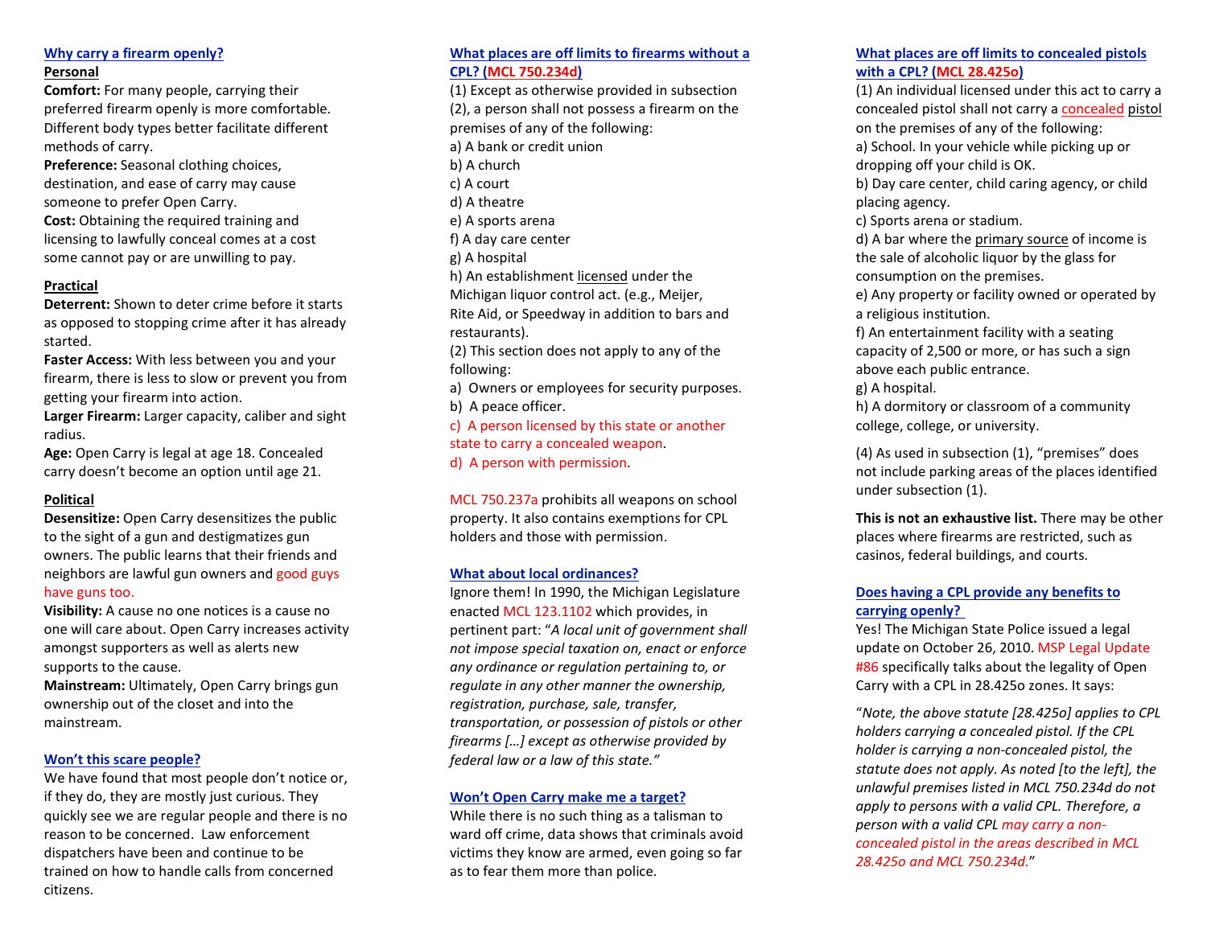## Why carry a firearm openly?

**Personal**

**Comfort:** For many people, carrying their preferred firearm openly is more comfortable. Different body types better facilitate different methods of carry.

**Preference:** Seasonal clothing choices, destination, and ease of carry may cause someone to prefer Open Carry.

**Cost:** Obtaining the required training and licensing to lawfully conceal comes at a cost some cannot pay or are unwilling to pay.

**Practical**

**Deterrent:** Shown to deter crime before it starts as opposed to stopping crime after it has already started.

**Faster Access:** With less between you and your firearm, there is less to slow or prevent you from getting your firearm into action.

**Larger Firearm:** Larger capacity, caliber and sight radius.

**Age:** Open Carry is legal at age 18. Concealed carry doesn't become an option until age 21.

**Political**

**Desensitize:** Open Carry desensitizes the public to the sight of a gun and destigmatizes gun owners. The public learns that their friends and neighbors are lawful gun owners and good guys have guns too.

**Visibility:** A cause no one notices is a cause no one will care about. Open Carry increases activity amongst supporters as well as alerts new supports to the cause.

**Mainstream:** Ultimately, Open Carry brings gun ownership out of the closet and into the mainstream.

## Won't this scare people?

We have found that most people don't notice or, if they do, they are mostly just curious. They quickly see we are regular people and there is no reason to be concerned. Law enforcement dispatchers have been and continue to be trained on how to handle calls from concerned citizens.

## What places are off limits to firearms without a CPL? (MCL 750.234d)

(1) Except as otherwise provided in subsection (2), a person shall not possess a firearm on the premises of any of the following:

a) A bank or credit union
b) A church
c) A court
d) A theatre
e) A sports arena
f) A day care center
g) A hospital
h) An establishment licensed under the Michigan liquor control act. (e.g., Meijer, Rite Aid, or Speedway in addition to bars and restaurants).

(2) This section does not apply to any of the following:

a) Owners or employees for security purposes.
b) A peace officer.
c) A person licensed by this state or another state to carry a concealed weapon.
d) A person with permission.

MCL 750.237a prohibits all weapons on school property. It also contains exemptions for CPL holders and those with permission.

## What about local ordinances?

Ignore them! In 1990, the Michigan Legislature enacted MCL 123.1102 which provides, in pertinent part: "*A local unit of government shall not impose special taxation on, enact or enforce any ordinance or regulation pertaining to, or regulate in any other manner the ownership, registration, purchase, sale, transfer, transportation, or possession of pistols or other firearms […] except as otherwise provided by federal law or a law of this state.*"

## Won't Open Carry make me a target?

While there is no such thing as a talisman to ward off crime, data shows that criminals avoid victims they know are armed, even going so far as to fear them more than police.

## What places are off limits to concealed pistols with a CPL? (MCL 28.425o)

(1) An individual licensed under this act to carry a concealed pistol shall not carry a concealed pistol on the premises of any of the following:

a) School. In your vehicle while picking up or dropping off your child is OK.
b) Day care center, child caring agency, or child placing agency.
c) Sports arena or stadium.
d) A bar where the primary source of income is the sale of alcoholic liquor by the glass for consumption on the premises.
e) Any property or facility owned or operated by a religious institution.
f) An entertainment facility with a seating capacity of 2,500 or more, or has such a sign above each public entrance.
g) A hospital.
h) A dormitory or classroom of a community college, college, or university.

(4) As used in subsection (1), "premises" does not include parking areas of the places identified under subsection (1).

**This is not an exhaustive list.** There may be other places where firearms are restricted, such as casinos, federal buildings, and courts.

## Does having a CPL provide any benefits to carrying openly?

Yes! The Michigan State Police issued a legal update on October 26, 2010. MSP Legal Update #86 specifically talks about the legality of Open Carry with a CPL in 28.425o zones. It says:

"*Note, the above statute [28.425o] applies to CPL holders carrying a concealed pistol. If the CPL holder is carrying a non-concealed pistol, the statute does not apply. As noted [to the left], the unlawful premises listed in MCL 750.234d do not apply to persons with a valid CPL. Therefore, a person with a valid CPL may carry a non-concealed pistol in the areas described in MCL 28.425o and MCL 750.234d.*"